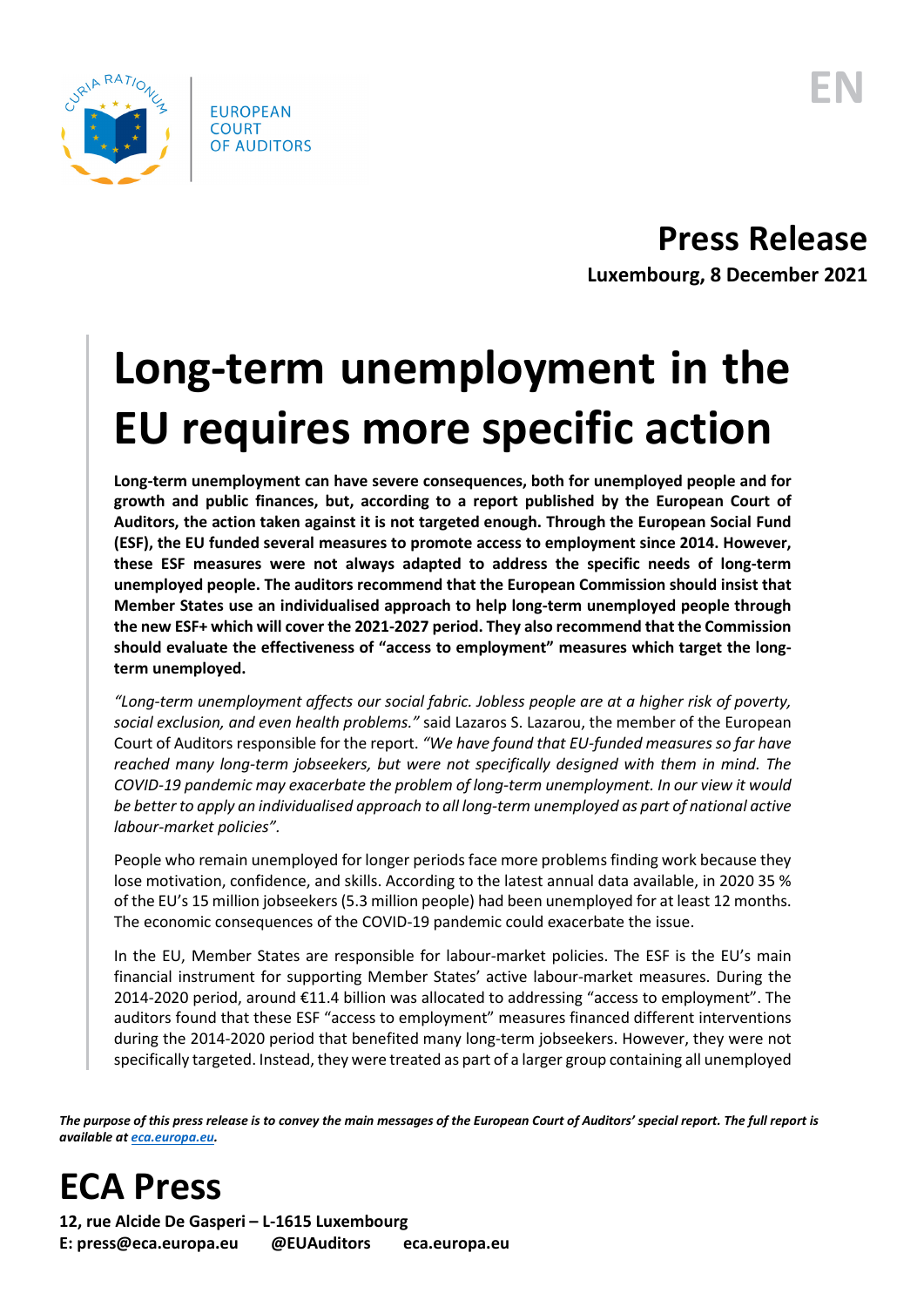EUROPEAN COURT OF AUDITORS

EN

# Press Release

**Luxembourg, 8 December 2021**

# Long-term unemployment in the EU requires more specific action

**Long-term unemployment can have severe consequences, both for unemployed people and for growth and public finances, but, according to a report published by the European Court of Auditors, the action taken against it is not targeted enough. Through the European Social Fund (ESF), the EU funded several measures to promote access to employment since 2014. However, these ESF measures were not always adapted to address the specific needs of long-term unemployed people. The auditors recommend that the European Commission should insist that Member States use an individualised approach to help long-term unemployed people through the new ESF+ which will cover the 2021-2027 period. They also recommend that the Commission should evaluate the effectiveness of "access to employment" measures which target the long-term unemployed.**

*"Long-term unemployment affects our social fabric. Jobless people are at a higher risk of poverty, social exclusion, and even health problems."* said Lazaros S. Lazarou, the member of the European Court of Auditors responsible for the report. *"We have found that EU-funded measures so far have reached many long-term jobseekers, but were not specifically designed with them in mind. The COVID-19 pandemic may exacerbate the problem of long-term unemployment. In our view it would be better to apply an individualised approach to all long-term unemployed as part of national active labour-market policies".*

People who remain unemployed for longer periods face more problems finding work because they lose motivation, confidence, and skills. According to the latest annual data available, in 2020 35 % of the EU's 15 million jobseekers (5.3 million people) had been unemployed for at least 12 months. The economic consequences of the COVID-19 pandemic could exacerbate the issue.

In the EU, Member States are responsible for labour-market policies. The ESF is the EU's main financial instrument for supporting Member States' active labour-market measures. During the 2014-2020 period, around €11.4 billion was allocated to addressing "access to employment". The auditors found that these ESF "access to employment" measures financed different interventions during the 2014-2020 period that benefited many long-term jobseekers. However, they were not specifically targeted. Instead, they were treated as part of a larger group containing all unemployed

***The purpose of this press release is to convey the main messages of the European Court of Auditors' special report. The full report is available at eca.europa.eu.***

# ECA Press

**12, rue Alcide De Gasperi – L-1615 Luxembourg**
**E: press@eca.europa.eu @EUAuditors eca.europa.eu**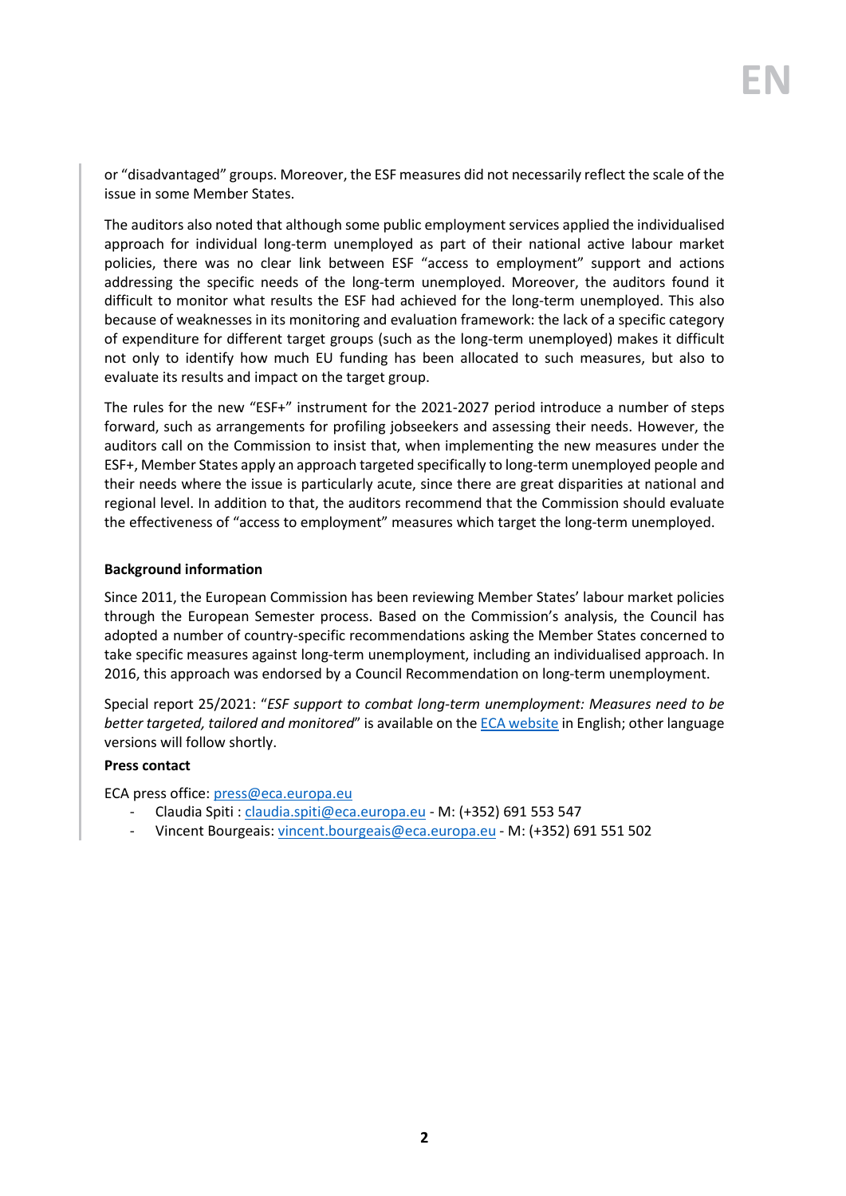or "disadvantaged" groups. Moreover, the ESF measures did not necessarily reflect the scale of the issue in some Member States.

The auditors also noted that although some public employment services applied the individualised approach for individual long-term unemployed as part of their national active labour market policies, there was no clear link between ESF "access to employment" support and actions addressing the specific needs of the long-term unemployed. Moreover, the auditors found it difficult to monitor what results the ESF had achieved for the long-term unemployed. This also because of weaknesses in its monitoring and evaluation framework: the lack of a specific category of expenditure for different target groups (such as the long-term unemployed) makes it difficult not only to identify how much EU funding has been allocated to such measures, but also to evaluate its results and impact on the target group.

The rules for the new "ESF+" instrument for the 2021-2027 period introduce a number of steps forward, such as arrangements for profiling jobseekers and assessing their needs. However, the auditors call on the Commission to insist that, when implementing the new measures under the ESF+, Member States apply an approach targeted specifically to long-term unemployed people and their needs where the issue is particularly acute, since there are great disparities at national and regional level. In addition to that, the auditors recommend that the Commission should evaluate the effectiveness of "access to employment" measures which target the long-term unemployed.

**Background information**

Since 2011, the European Commission has been reviewing Member States' labour market policies through the European Semester process. Based on the Commission's analysis, the Council has adopted a number of country-specific recommendations asking the Member States concerned to take specific measures against long-term unemployment, including an individualised approach. In 2016, this approach was endorsed by a Council Recommendation on long-term unemployment.

Special report 25/2021: "*ESF support to combat long-term unemployment: Measures need to be better targeted, tailored and monitored*" is available on the ECA website in English; other language versions will follow shortly.

**Press contact**

ECA press office: press@eca.europa.eu

- Claudia Spiti : claudia.spiti@eca.europa.eu - M: (+352) 691 553 547
- Vincent Bourgeais: vincent.bourgeais@eca.europa.eu - M: (+352) 691 551 502